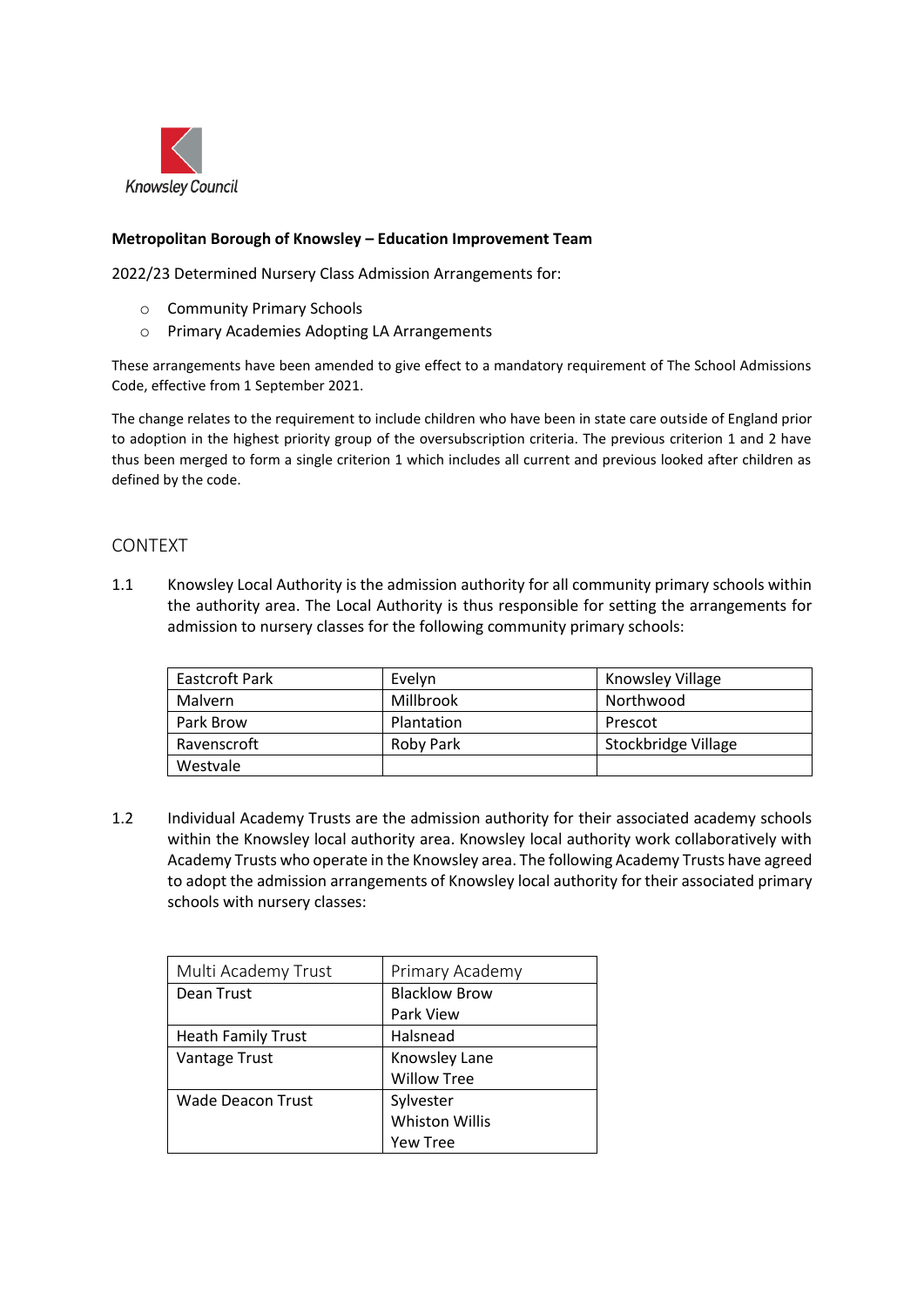Knowsley Council

**Metropolitan Borough of Knowsley – Education Improvement Team**

2022/23 Determined Nursery Class Admission Arrangements for:

- Community Primary Schools
- Primary Academies Adopting LA Arrangements

These arrangements have been amended to give effect to a mandatory requirement of The School Admissions Code, effective from 1 September 2021.

The change relates to the requirement to include children who have been in state care outside of England prior to adoption in the highest priority group of the oversubscription criteria. The previous criterion 1 and 2 have thus been merged to form a single criterion 1 which includes all current and previous looked after children as defined by the code.

## CONTEXT

1.1 Knowsley Local Authority is the admission authority for all community primary schools within the authority area. The Local Authority is thus responsible for setting the arrangements for admission to nursery classes for the following community primary schools:

| | | |
|---|---|---|
| Eastcroft Park | Evelyn | Knowsley Village |
| Malvern | Millbrook | Northwood |
| Park Brow | Plantation | Prescot |
| Ravenscroft | Roby Park | Stockbridge Village |
| Westvale | | |

1.2 Individual Academy Trusts are the admission authority for their associated academy schools within the Knowsley local authority area. Knowsley local authority work collaboratively with Academy Trusts who operate in the Knowsley area. The following Academy Trusts have agreed to adopt the admission arrangements of Knowsley local authority for their associated primary schools with nursery classes:

| Multi Academy Trust | Primary Academy |
|---|---|
| Dean Trust | Blacklow Brow<br>Park View |
| Heath Family Trust | Halsnead |
| Vantage Trust | Knowsley Lane<br>Willow Tree |
| Wade Deacon Trust | Sylvester<br>Whiston Willis<br>Yew Tree |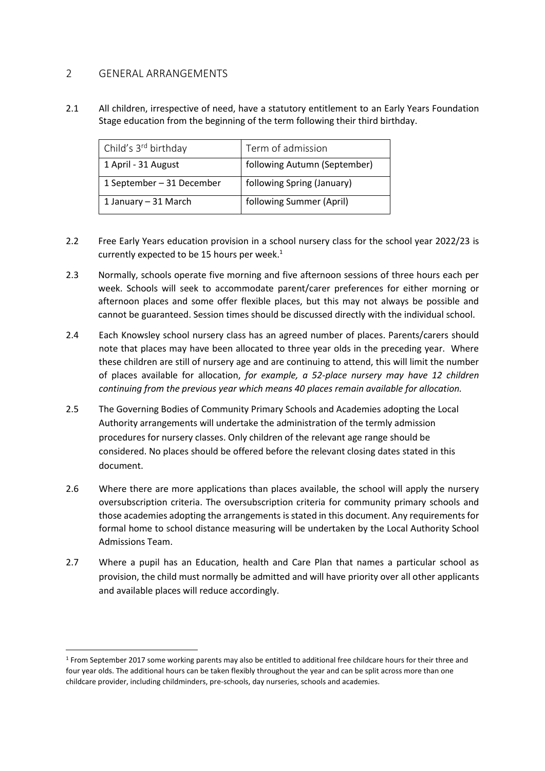## 2 GENERAL ARRANGEMENTS

2.1 All children, irrespective of need, have a statutory entitlement to an Early Years Foundation Stage education from the beginning of the term following their third birthday.

| Child's 3rd birthday | Term of admission |
|---|---|
| 1 April - 31 August | following Autumn (September) |
| 1 September – 31 December | following Spring (January) |
| 1 January – 31 March | following Summer (April) |

2.2 Free Early Years education provision in a school nursery class for the school year 2022/23 is currently expected to be 15 hours per week.[1]

2.3 Normally, schools operate five morning and five afternoon sessions of three hours each per week. Schools will seek to accommodate parent/carer preferences for either morning or afternoon places and some offer flexible places, but this may not always be possible and cannot be guaranteed. Session times should be discussed directly with the individual school.

2.4 Each Knowsley school nursery class has an agreed number of places. Parents/carers should note that places may have been allocated to three year olds in the preceding year. Where these children are still of nursery age and are continuing to attend, this will limit the number of places available for allocation, *for example, a 52-place nursery may have 12 children continuing from the previous year which means 40 places remain available for allocation.*

2.5 The Governing Bodies of Community Primary Schools and Academies adopting the Local Authority arrangements will undertake the administration of the termly admission procedures for nursery classes. Only children of the relevant age range should be considered. No places should be offered before the relevant closing dates stated in this document.

2.6 Where there are more applications than places available, the school will apply the nursery oversubscription criteria. The oversubscription criteria for community primary schools and those academies adopting the arrangements is stated in this document. Any requirements for formal home to school distance measuring will be undertaken by the Local Authority School Admissions Team.

2.7 Where a pupil has an Education, health and Care Plan that names a particular school as provision, the child must normally be admitted and will have priority over all other applicants and available places will reduce accordingly.

---

[1] From September 2017 some working parents may also be entitled to additional free childcare hours for their three and four year olds. The additional hours can be taken flexibly throughout the year and can be split across more than one childcare provider, including childminders, pre-schools, day nurseries, schools and academies.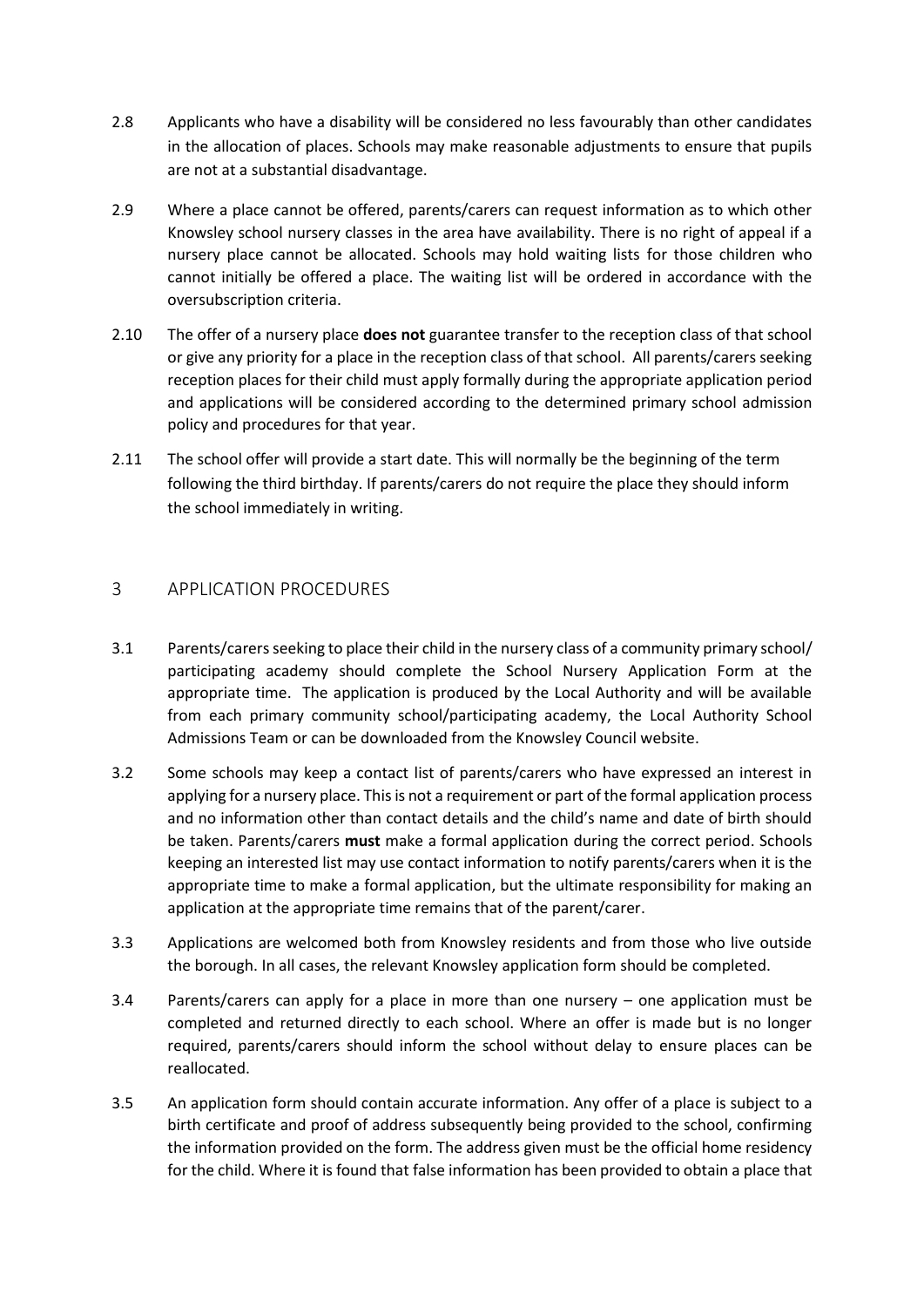2.8 Applicants who have a disability will be considered no less favourably than other candidates in the allocation of places. Schools may make reasonable adjustments to ensure that pupils are not at a substantial disadvantage.

2.9 Where a place cannot be offered, parents/carers can request information as to which other Knowsley school nursery classes in the area have availability. There is no right of appeal if a nursery place cannot be allocated. Schools may hold waiting lists for those children who cannot initially be offered a place. The waiting list will be ordered in accordance with the oversubscription criteria.

2.10 The offer of a nursery place **does not** guarantee transfer to the reception class of that school or give any priority for a place in the reception class of that school. All parents/carers seeking reception places for their child must apply formally during the appropriate application period and applications will be considered according to the determined primary school admission policy and procedures for that year.

2.11 The school offer will provide a start date. This will normally be the beginning of the term following the third birthday. If parents/carers do not require the place they should inform the school immediately in writing.

## 3 APPLICATION PROCEDURES

3.1 Parents/carers seeking to place their child in the nursery class of a community primary school/ participating academy should complete the School Nursery Application Form at the appropriate time. The application is produced by the Local Authority and will be available from each primary community school/participating academy, the Local Authority School Admissions Team or can be downloaded from the Knowsley Council website.

3.2 Some schools may keep a contact list of parents/carers who have expressed an interest in applying for a nursery place. This is not a requirement or part of the formal application process and no information other than contact details and the child's name and date of birth should be taken. Parents/carers **must** make a formal application during the correct period. Schools keeping an interested list may use contact information to notify parents/carers when it is the appropriate time to make a formal application, but the ultimate responsibility for making an application at the appropriate time remains that of the parent/carer.

3.3 Applications are welcomed both from Knowsley residents and from those who live outside the borough. In all cases, the relevant Knowsley application form should be completed.

3.4 Parents/carers can apply for a place in more than one nursery – one application must be completed and returned directly to each school. Where an offer is made but is no longer required, parents/carers should inform the school without delay to ensure places can be reallocated.

3.5 An application form should contain accurate information. Any offer of a place is subject to a birth certificate and proof of address subsequently being provided to the school, confirming the information provided on the form. The address given must be the official home residency for the child. Where it is found that false information has been provided to obtain a place that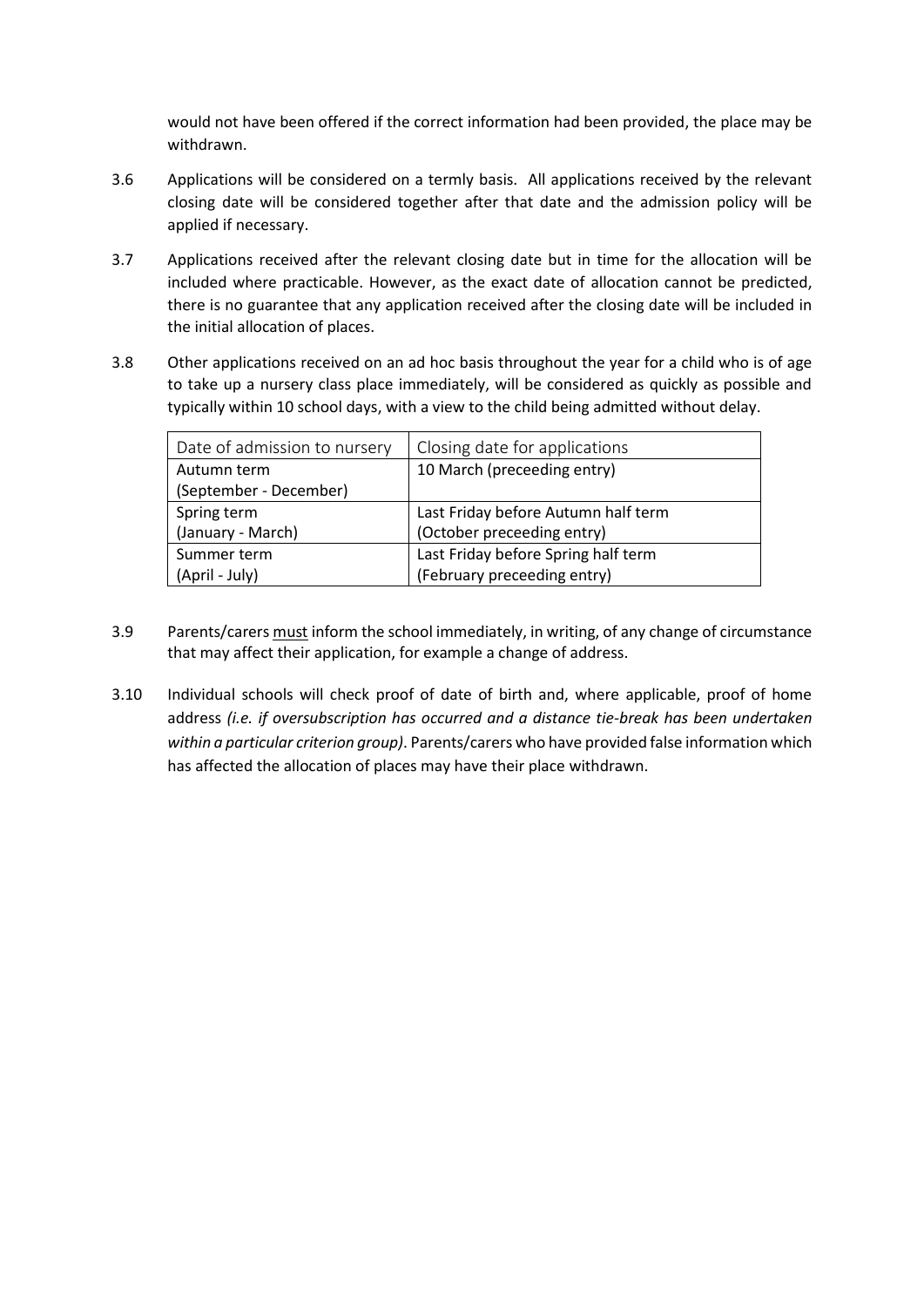would not have been offered if the correct information had been provided, the place may be withdrawn.

3.6 Applications will be considered on a termly basis. All applications received by the relevant closing date will be considered together after that date and the admission policy will be applied if necessary.

3.7 Applications received after the relevant closing date but in time for the allocation will be included where practicable. However, as the exact date of allocation cannot be predicted, there is no guarantee that any application received after the closing date will be included in the initial allocation of places.

3.8 Other applications received on an ad hoc basis throughout the year for a child who is of age to take up a nursery class place immediately, will be considered as quickly as possible and typically within 10 school days, with a view to the child being admitted without delay.

| Date of admission to nursery | Closing date for applications |
| --- | --- |
| Autumn term (September - December) | 10 March (preceeding entry) |
| Spring term (January - March) | Last Friday before Autumn half term (October preceeding entry) |
| Summer term (April - July) | Last Friday before Spring half term (February preceeding entry) |

3.9 Parents/carers <u>must</u> inform the school immediately, in writing, of any change of circumstance that may affect their application, for example a change of address.

3.10 Individual schools will check proof of date of birth and, where applicable, proof of home address *(i.e. if oversubscription has occurred and a distance tie-break has been undertaken within a particular criterion group)*. Parents/carers who have provided false information which has affected the allocation of places may have their place withdrawn.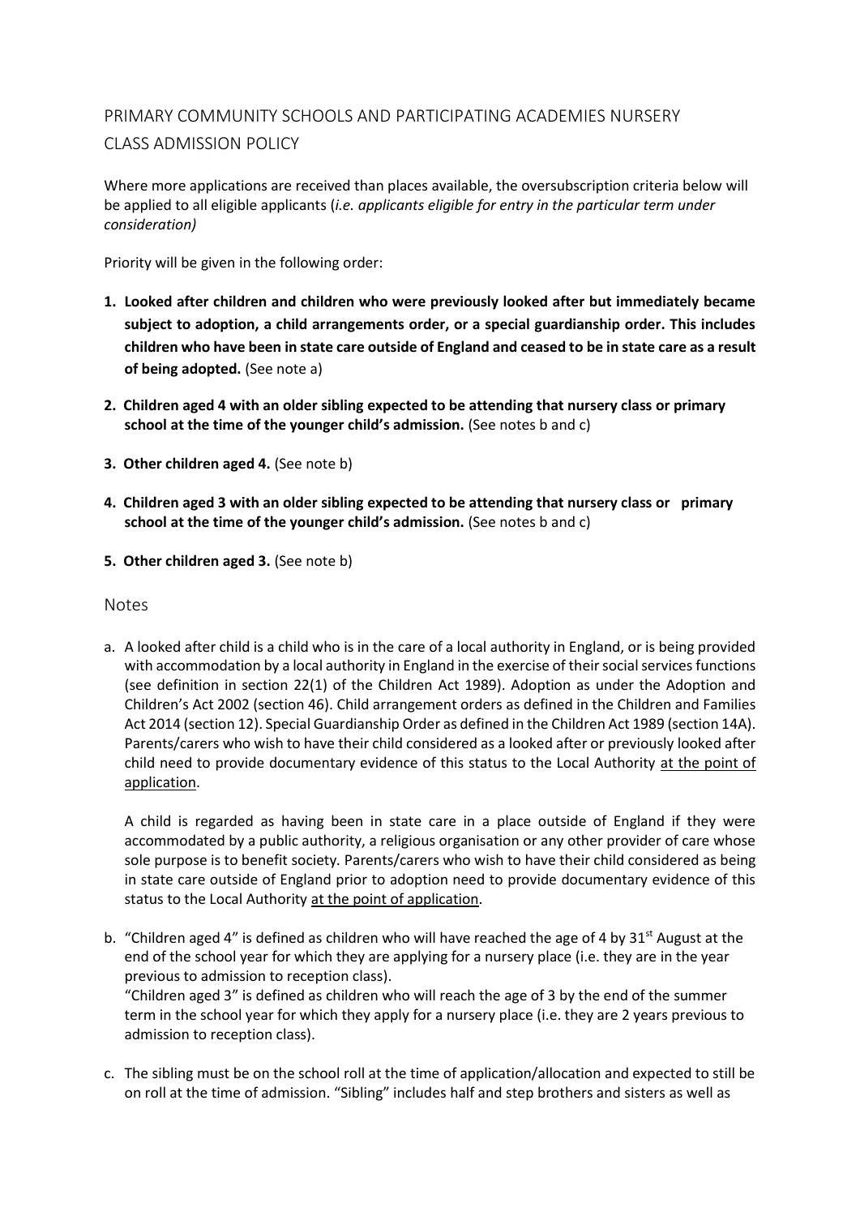## PRIMARY COMMUNITY SCHOOLS AND PARTICIPATING ACADEMIES NURSERY CLASS ADMISSION POLICY

Where more applications are received than places available, the oversubscription criteria below will be applied to all eligible applicants (*i.e. applicants eligible for entry in the particular term under consideration)*

Priority will be given in the following order:

1. **Looked after children and children who were previously looked after but immediately became subject to adoption, a child arrangements order, or a special guardianship order. This includes children who have been in state care outside of England and ceased to be in state care as a result of being adopted.** (See note a)
2. **Children aged 4 with an older sibling expected to be attending that nursery class or primary school at the time of the younger child's admission.** (See notes b and c)
3. **Other children aged 4.** (See note b)
4. **Children aged 3 with an older sibling expected to be attending that nursery class or primary school at the time of the younger child's admission.** (See notes b and c)
5. **Other children aged 3.** (See note b)

### Notes

a. A looked after child is a child who is in the care of a local authority in England, or is being provided with accommodation by a local authority in England in the exercise of their social services functions (see definition in section 22(1) of the Children Act 1989). Adoption as under the Adoption and Children's Act 2002 (section 46). Child arrangement orders as defined in the Children and Families Act 2014 (section 12). Special Guardianship Order as defined in the Children Act 1989 (section 14A). Parents/carers who wish to have their child considered as a looked after or previously looked after child need to provide documentary evidence of this status to the Local Authority at the point of application.

   A child is regarded as having been in state care in a place outside of England if they were accommodated by a public authority, a religious organisation or any other provider of care whose sole purpose is to benefit society. Parents/carers who wish to have their child considered as being in state care outside of England prior to adoption need to provide documentary evidence of this status to the Local Authority at the point of application.

b. "Children aged 4" is defined as children who will have reached the age of 4 by 31st August at the end of the school year for which they are applying for a nursery place (i.e. they are in the year previous to admission to reception class).
   "Children aged 3" is defined as children who will reach the age of 3 by the end of the summer term in the school year for which they apply for a nursery place (i.e. they are 2 years previous to admission to reception class).

c. The sibling must be on the school roll at the time of application/allocation and expected to still be on roll at the time of admission. "Sibling" includes half and step brothers and sisters as well as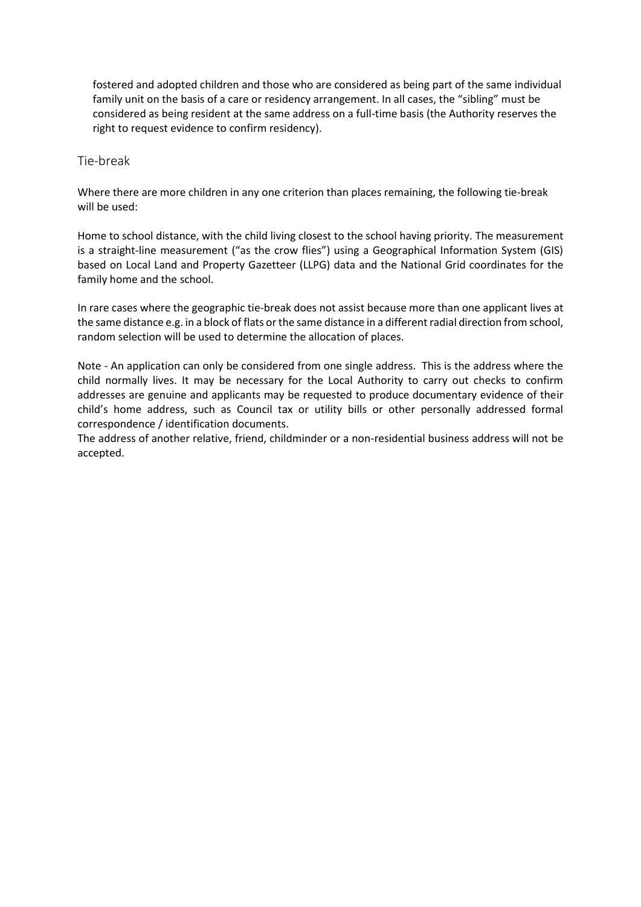fostered and adopted children and those who are considered as being part of the same individual family unit on the basis of a care or residency arrangement. In all cases, the "sibling" must be considered as being resident at the same address on a full-time basis (the Authority reserves the right to request evidence to confirm residency).

## Tie-break

Where there are more children in any one criterion than places remaining, the following tie-break will be used:

Home to school distance, with the child living closest to the school having priority. The measurement is a straight-line measurement ("as the crow flies") using a Geographical Information System (GIS) based on Local Land and Property Gazetteer (LLPG) data and the National Grid coordinates for the family home and the school.

In rare cases where the geographic tie-break does not assist because more than one applicant lives at the same distance e.g. in a block of flats or the same distance in a different radial direction from school, random selection will be used to determine the allocation of places.

Note - An application can only be considered from one single address. This is the address where the child normally lives. It may be necessary for the Local Authority to carry out checks to confirm addresses are genuine and applicants may be requested to produce documentary evidence of their child's home address, such as Council tax or utility bills or other personally addressed formal correspondence / identification documents.
The address of another relative, friend, childminder or a non-residential business address will not be accepted.